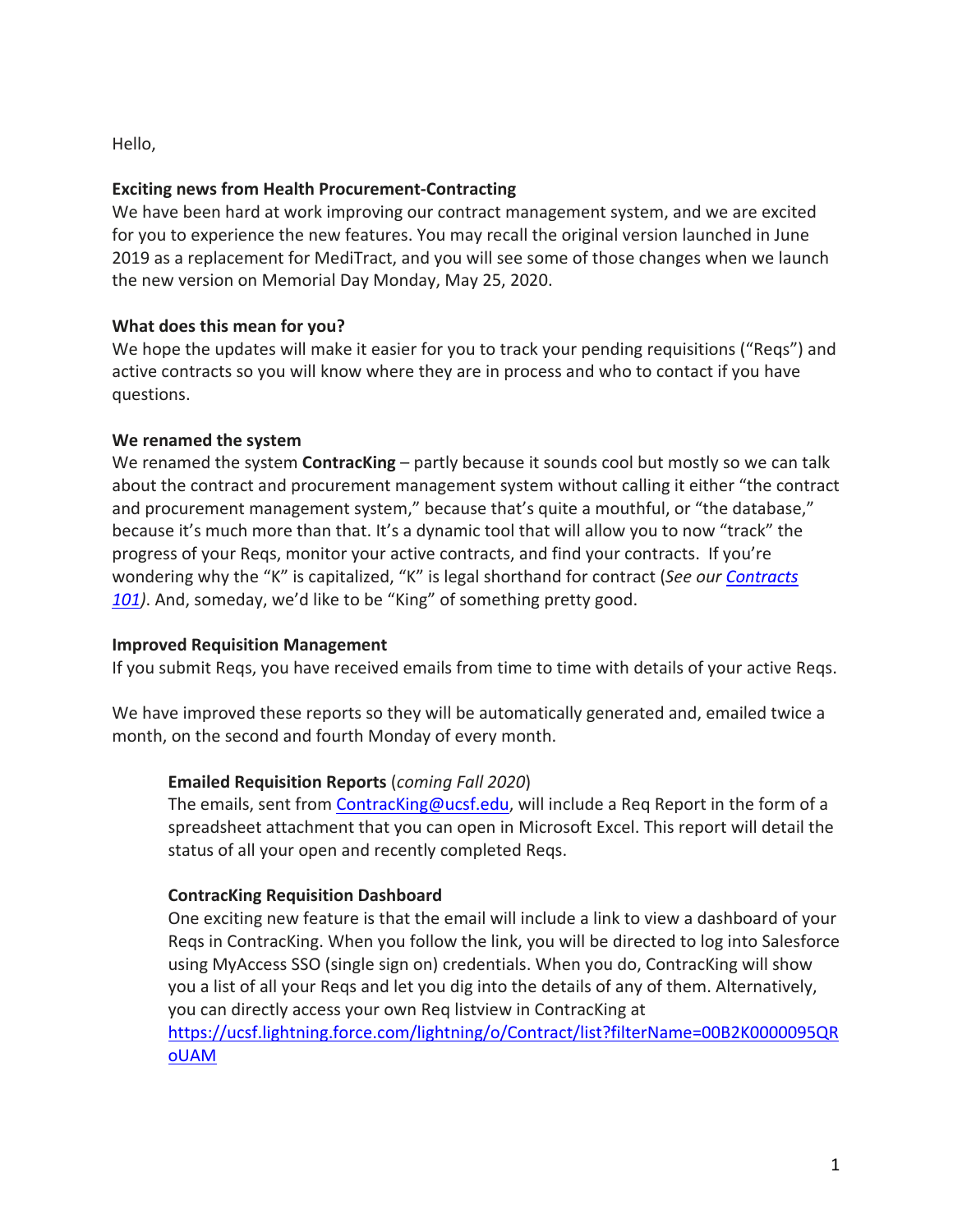Hello,

**Exciting news from Health Procurement-Contracting**
We have been hard at work improving our contract management system, and we are excited for you to experience the new features. You may recall the original version launched in June 2019 as a replacement for MediTract, and you will see some of those changes when we launch the new version on Memorial Day Monday, May 25, 2020.

**What does this mean for you?**
We hope the updates will make it easier for you to track your pending requisitions ("Reqs") and active contracts so you will know where they are in process and who to contact if you have questions.

**We renamed the system**
We renamed the system **ContracKing** – partly because it sounds cool but mostly so we can talk about the contract and procurement management system without calling it either "the contract and procurement management system," because that's quite a mouthful, or "the database," because it's much more than that. It's a dynamic tool that will allow you to now "track" the progress of your Reqs, monitor your active contracts, and find your contracts. If you're wondering why the "K" is capitalized, "K" is legal shorthand for contract (*See our Contracts 101)*. And, someday, we'd like to be "King" of something pretty good.

**Improved Requisition Management**
If you submit Reqs, you have received emails from time to time with details of your active Reqs.

We have improved these reports so they will be automatically generated and, emailed twice a month, on the second and fourth Monday of every month.

> **Emailed Requisition Reports** (*coming Fall 2020*)
> The emails, sent from ContracKing@ucsf.edu, will include a Req Report in the form of a spreadsheet attachment that you can open in Microsoft Excel. This report will detail the status of all your open and recently completed Reqs.
>
> **ContracKing Requisition Dashboard**
> One exciting new feature is that the email will include a link to view a dashboard of your Reqs in ContracKing. When you follow the link, you will be directed to log into Salesforce using MyAccess SSO (single sign on) credentials. When you do, ContracKing will show you a list of all your Reqs and let you dig into the details of any of them. Alternatively, you can directly access your own Req listview in ContracKing at https://ucsf.lightning.force.com/lightning/o/Contract/list?filterName=00B2K0000095QRoUAM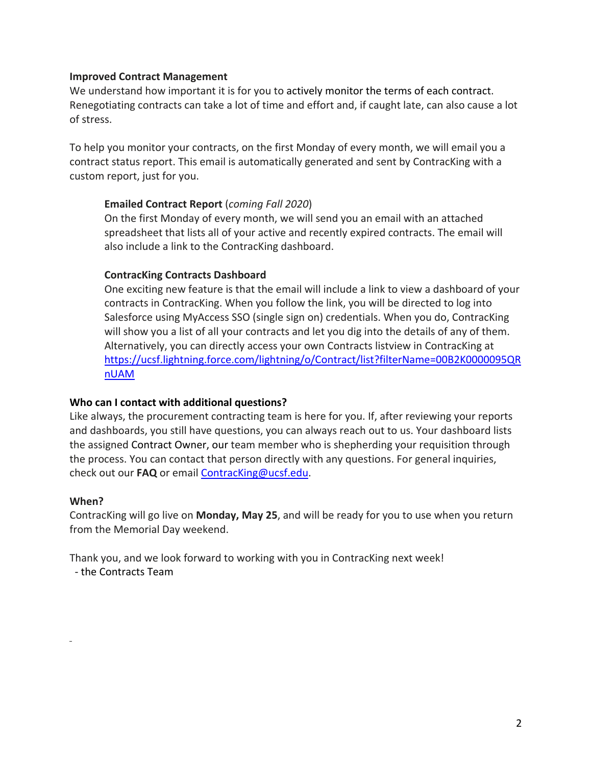**Improved Contract Management**

We understand how important it is for you to actively monitor the terms of each contract. Renegotiating contracts can take a lot of time and effort and, if caught late, can also cause a lot of stress.

To help you monitor your contracts, on the first Monday of every month, we will email you a contract status report. This email is automatically generated and sent by ContracKing with a custom report, just for you.

> **Emailed Contract Report** (*coming Fall 2020*)
> On the first Monday of every month, we will send you an email with an attached spreadsheet that lists all of your active and recently expired contracts. The email will also include a link to the ContracKing dashboard.
>
> **ContracKing Contracts Dashboard**
> One exciting new feature is that the email will include a link to view a dashboard of your contracts in ContracKing. When you follow the link, you will be directed to log into Salesforce using MyAccess SSO (single sign on) credentials. When you do, ContracKing will show you a list of all your contracts and let you dig into the details of any of them. Alternatively, you can directly access your own Contracts listview in ContracKing at https://ucsf.lightning.force.com/lightning/o/Contract/list?filterName=00B2K0000095QRnUAM

**Who can I contact with additional questions?**

Like always, the procurement contracting team is here for you. If, after reviewing your reports and dashboards, you still have questions, you can always reach out to us. Your dashboard lists the assigned Contract Owner, our team member who is shepherding your requisition through the process. You can contact that person directly with any questions. For general inquiries, check out our **FAQ** or email ContracKing@ucsf.edu.

**When?**

ContracKing will go live on **Monday, May 25**, and will be ready for you to use when you return from the Memorial Day weekend.

Thank you, and we look forward to working with you in ContracKing next week!
- the Contracts Team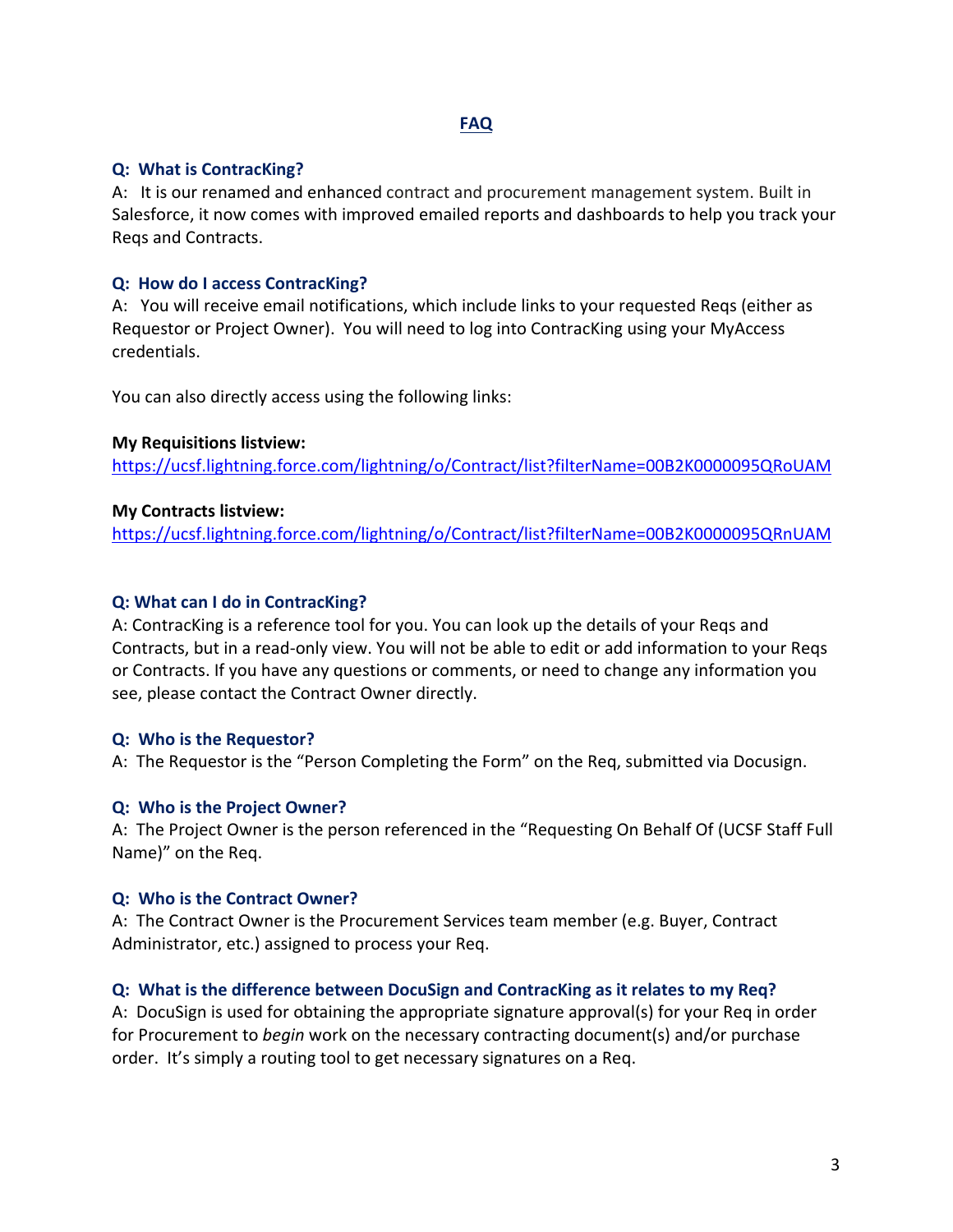## FAQ

### Q: What is ContracKing?

A: It is our renamed and enhanced contract and procurement management system. Built in Salesforce, it now comes with improved emailed reports and dashboards to help you track your Reqs and Contracts.

### Q: How do I access ContracKing?

A: You will receive email notifications, which include links to your requested Reqs (either as Requestor or Project Owner). You will need to log into ContracKing using your MyAccess credentials.

You can also directly access using the following links:

**My Requisitions listview:**
https://ucsf.lightning.force.com/lightning/o/Contract/list?filterName=00B2K0000095QRoUAM

**My Contracts listview:**
https://ucsf.lightning.force.com/lightning/o/Contract/list?filterName=00B2K0000095QRnUAM

### Q: What can I do in ContracKing?

A: ContracKing is a reference tool for you. You can look up the details of your Reqs and Contracts, but in a read-only view. You will not be able to edit or add information to your Reqs or Contracts. If you have any questions or comments, or need to change any information you see, please contact the Contract Owner directly.

### Q: Who is the Requestor?

A: The Requestor is the "Person Completing the Form" on the Req, submitted via Docusign.

### Q: Who is the Project Owner?

A: The Project Owner is the person referenced in the "Requesting On Behalf Of (UCSF Staff Full Name)" on the Req.

### Q: Who is the Contract Owner?

A: The Contract Owner is the Procurement Services team member (e.g. Buyer, Contract Administrator, etc.) assigned to process your Req.

### Q: What is the difference between DocuSign and ContracKing as it relates to my Req?

A: DocuSign is used for obtaining the appropriate signature approval(s) for your Req in order for Procurement to *begin* work on the necessary contracting document(s) and/or purchase order. It's simply a routing tool to get necessary signatures on a Req.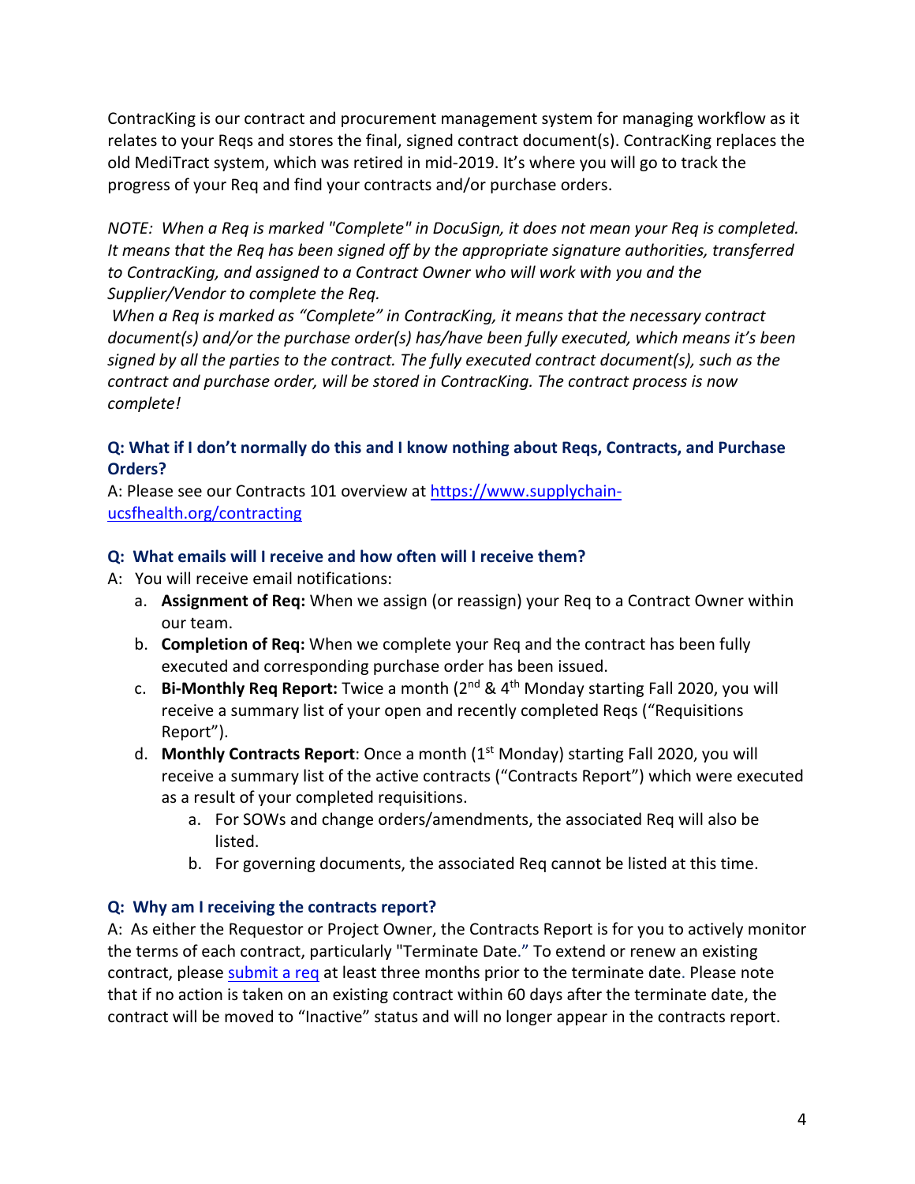ContracKing is our contract and procurement management system for managing workflow as it relates to your Reqs and stores the final, signed contract document(s). ContracKing replaces the old MediTract system, which was retired in mid-2019. It's where you will go to track the progress of your Req and find your contracts and/or purchase orders.

*NOTE: When a Req is marked "Complete" in DocuSign, it does not mean your Req is completed. It means that the Req has been signed off by the appropriate signature authorities, transferred to ContracKing, and assigned to a Contract Owner who will work with you and the Supplier/Vendor to complete the Req.*

*When a Req is marked as "Complete" in ContracKing, it means that the necessary contract document(s) and/or the purchase order(s) has/have been fully executed, which means it's been signed by all the parties to the contract. The fully executed contract document(s), such as the contract and purchase order, will be stored in ContracKing. The contract process is now complete!*

### Q: What if I don't normally do this and I know nothing about Reqs, Contracts, and Purchase Orders?

A: Please see our Contracts 101 overview at [https://www.supplychain-ucsfhealth.org/contracting](https://www.supplychain-ucsfhealth.org/contracting)

### Q: What emails will I receive and how often will I receive them?

A: You will receive email notifications:

a. **Assignment of Req:** When we assign (or reassign) your Req to a Contract Owner within our team.
b. **Completion of Req:** When we complete your Req and the contract has been fully executed and corresponding purchase order has been issued.
c. **Bi-Monthly Req Report:** Twice a month (2nd & 4th Monday starting Fall 2020, you will receive a summary list of your open and recently completed Reqs ("Requisitions Report").
d. **Monthly Contracts Report**: Once a month (1st Monday) starting Fall 2020, you will receive a summary list of the active contracts ("Contracts Report") which were executed as a result of your completed requisitions.
    a. For SOWs and change orders/amendments, the associated Req will also be listed.
    b. For governing documents, the associated Req cannot be listed at this time.

### Q: Why am I receiving the contracts report?

A: As either the Requestor or Project Owner, the Contracts Report is for you to actively monitor the terms of each contract, particularly "Terminate Date." To extend or renew an existing contract, please [submit a req](#) at least three months prior to the terminate date. Please note that if no action is taken on an existing contract within 60 days after the terminate date, the contract will be moved to "Inactive" status and will no longer appear in the contracts report.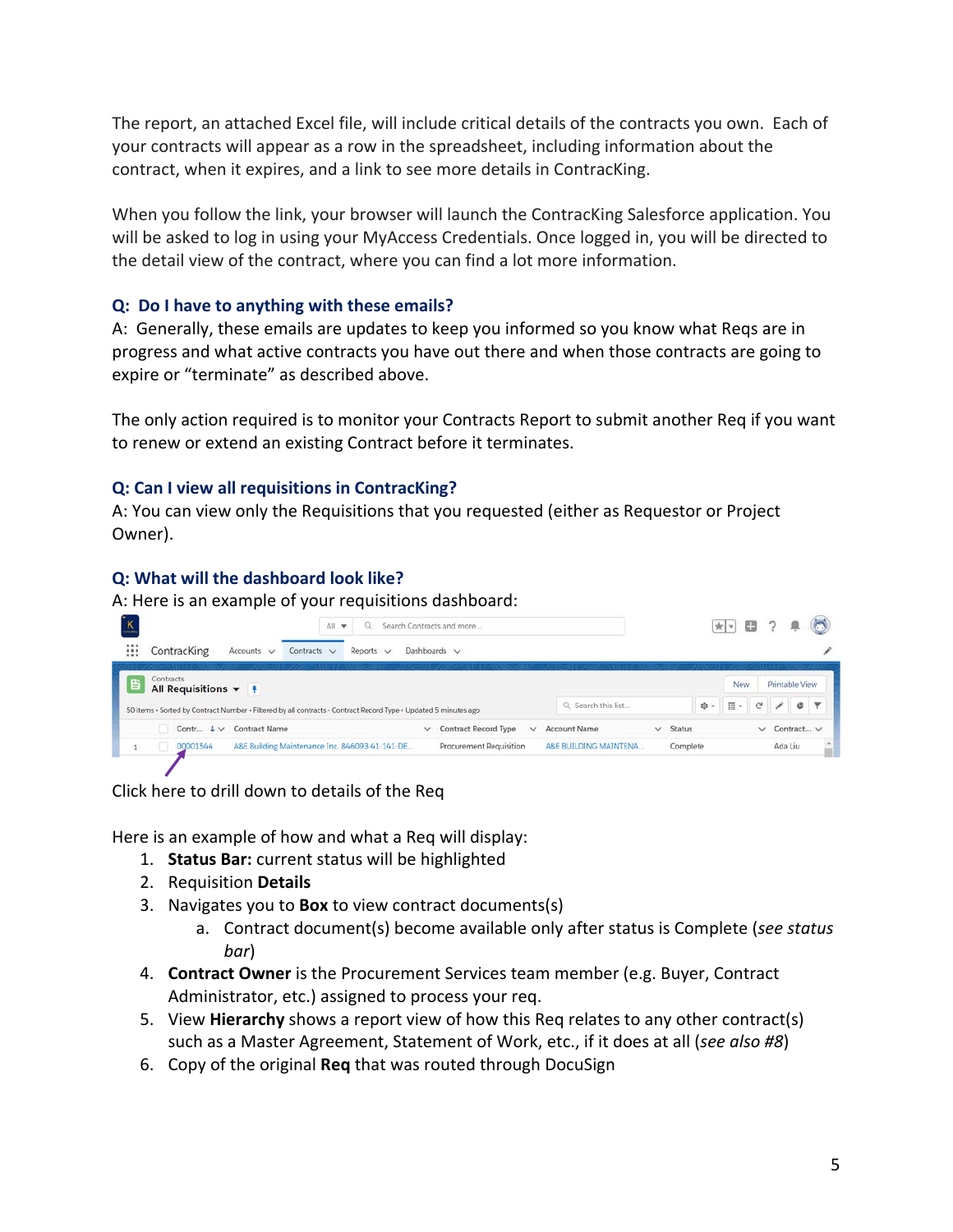The report, an attached Excel file, will include critical details of the contracts you own. Each of your contracts will appear as a row in the spreadsheet, including information about the contract, when it expires, and a link to see more details in ContracKing.

When you follow the link, your browser will launch the ContracKing Salesforce application. You will be asked to log in using your MyAccess Credentials. Once logged in, you will be directed to the detail view of the contract, where you can find a lot more information.

### Q: Do I have to anything with these emails?

A: Generally, these emails are updates to keep you informed so you know what Reqs are in progress and what active contracts you have out there and when those contracts are going to expire or "terminate" as described above.

The only action required is to monitor your Contracts Report to submit another Req if you want to renew or extend an existing Contract before it terminates.

### Q: Can I view all requisitions in ContracKing?

A: You can view only the Requisitions that you requested (either as Requestor or Project Owner).

### Q: What will the dashboard look like?

A: Here is an example of your requisitions dashboard:

Click here to drill down to details of the Req

Here is an example of how and what a Req will display:

1. **Status Bar:** current status will be highlighted
2. Requisition **Details**
3. Navigates you to **Box** to view contract documents(s)
    a. Contract document(s) become available only after status is Complete (*see status bar*)
4. **Contract Owner** is the Procurement Services team member (e.g. Buyer, Contract Administrator, etc.) assigned to process your req.
5. View **Hierarchy** shows a report view of how this Req relates to any other contract(s) such as a Master Agreement, Statement of Work, etc., if it does at all (*see also #8*)
6. Copy of the original **Req** that was routed through DocuSign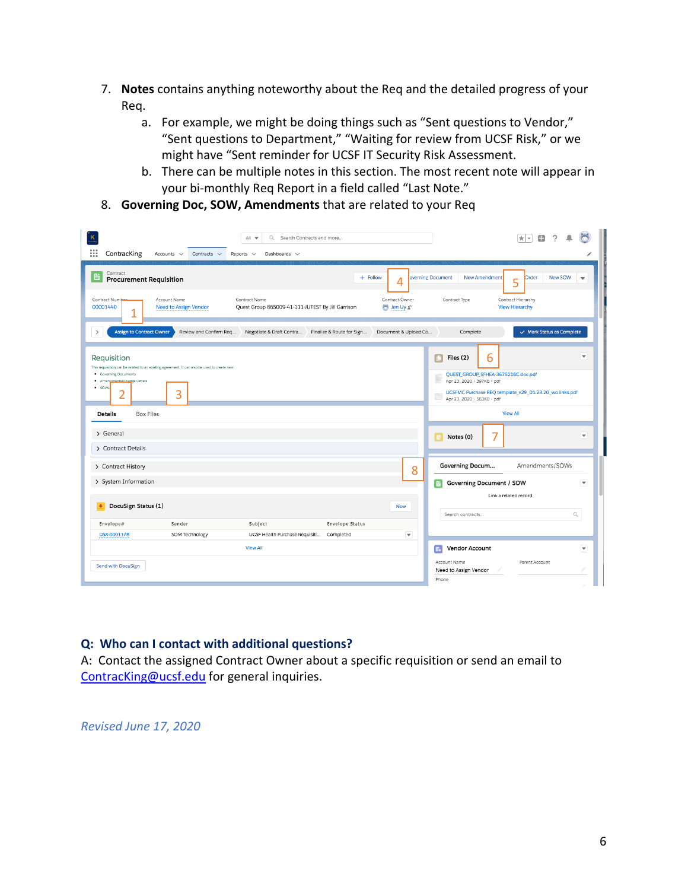7. **Notes** contains anything noteworthy about the Req and the detailed progress of your Req.
    a. For example, we might be doing things such as “Sent questions to Vendor,” “Sent questions to Department,” “Waiting for review from UCSF Risk,” or we might have “Sent reminder for UCSF IT Security Risk Assessment.
    b. There can be multiple notes in this section. The most recent note will appear in your bi-monthly Req Report in a field called “Last Note.”
8. **Governing Doc, SOW, Amendments** that are related to your Req

### Q: Who can I contact with additional questions?

A: Contact the assigned Contract Owner about a specific requisition or send an email to [ContracKing@ucsf.edu](mailto:ContracKing@ucsf.edu) for general inquiries.

*Revised June 17, 2020*